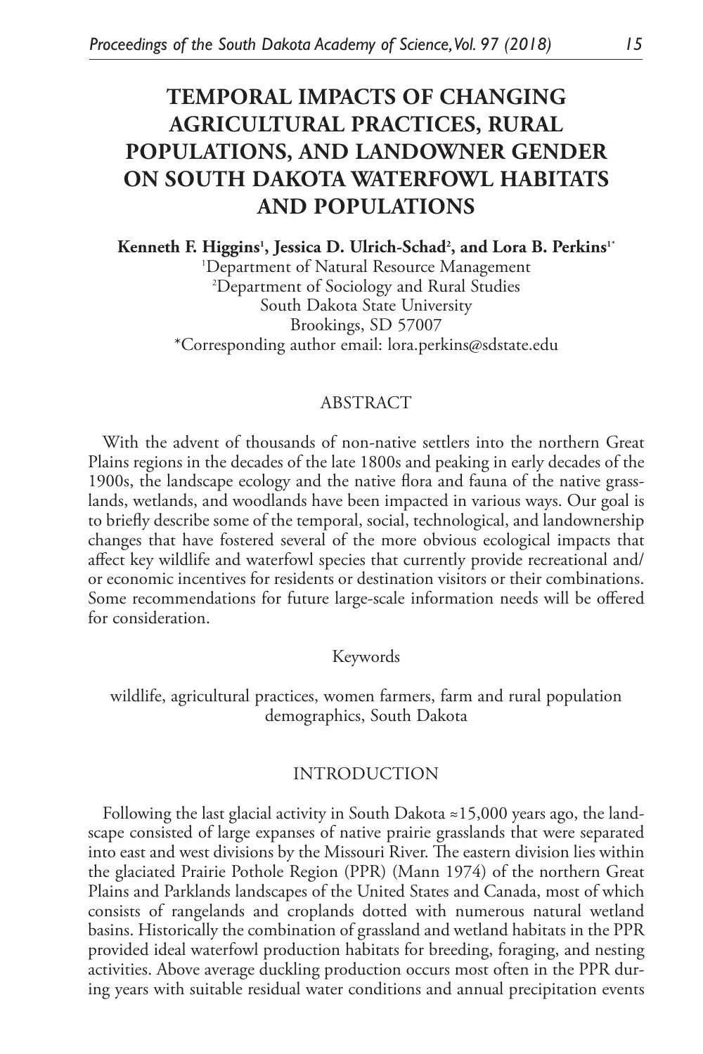# TEMPORAL IMPACTS OF CHANGING AGRICULTURAL PRACTICES, RURAL POPULATIONS, AND LANDOWNER GENDER ON SOUTH DAKOTA WATERFOWL HABITATS AND POPULATIONS

**Kenneth F. Higgins[1], Jessica D. Ulrich-Schad[2], and Lora B. Perkins[1*]**

[1]Department of Natural Resource Management
[2]Department of Sociology and Rural Studies
South Dakota State University
Brookings, SD 57007
*Corresponding author email: lora.perkins@sdstate.edu

## ABSTRACT

With the advent of thousands of non-native settlers into the northern Great Plains regions in the decades of the late 1800s and peaking in early decades of the 1900s, the landscape ecology and the native flora and fauna of the native grasslands, wetlands, and woodlands have been impacted in various ways. Our goal is to briefly describe some of the temporal, social, technological, and landownership changes that have fostered several of the more obvious ecological impacts that affect key wildlife and waterfowl species that currently provide recreational and/or economic incentives for residents or destination visitors or their combinations. Some recommendations for future large-scale information needs will be offered for consideration.

Keywords

wildlife, agricultural practices, women farmers, farm and rural population demographics, South Dakota

## INTRODUCTION

Following the last glacial activity in South Dakota ≈15,000 years ago, the landscape consisted of large expanses of native prairie grasslands that were separated into east and west divisions by the Missouri River. The eastern division lies within the glaciated Prairie Pothole Region (PPR) (Mann 1974) of the northern Great Plains and Parklands landscapes of the United States and Canada, most of which consists of rangelands and croplands dotted with numerous natural wetland basins. Historically the combination of grassland and wetland habitats in the PPR provided ideal waterfowl production habitats for breeding, foraging, and nesting activities. Above average duckling production occurs most often in the PPR during years with suitable residual water conditions and annual precipitation events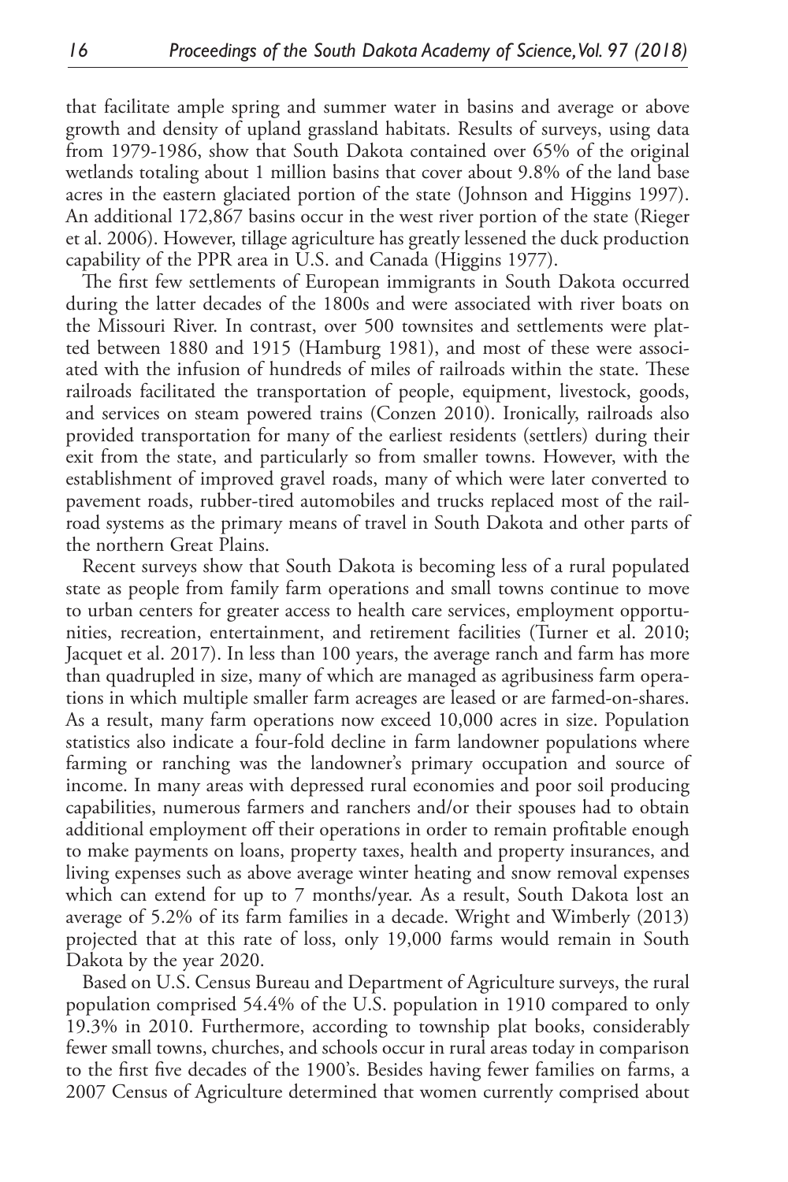that facilitate ample spring and summer water in basins and average or above growth and density of upland grassland habitats. Results of surveys, using data from 1979-1986, show that South Dakota contained over 65% of the original wetlands totaling about 1 million basins that cover about 9.8% of the land base acres in the eastern glaciated portion of the state (Johnson and Higgins 1997). An additional 172,867 basins occur in the west river portion of the state (Rieger et al. 2006). However, tillage agriculture has greatly lessened the duck production capability of the PPR area in U.S. and Canada (Higgins 1977).

The first few settlements of European immigrants in South Dakota occurred during the latter decades of the 1800s and were associated with river boats on the Missouri River. In contrast, over 500 townsites and settlements were platted between 1880 and 1915 (Hamburg 1981), and most of these were associated with the infusion of hundreds of miles of railroads within the state. These railroads facilitated the transportation of people, equipment, livestock, goods, and services on steam powered trains (Conzen 2010). Ironically, railroads also provided transportation for many of the earliest residents (settlers) during their exit from the state, and particularly so from smaller towns. However, with the establishment of improved gravel roads, many of which were later converted to pavement roads, rubber-tired automobiles and trucks replaced most of the railroad systems as the primary means of travel in South Dakota and other parts of the northern Great Plains.

Recent surveys show that South Dakota is becoming less of a rural populated state as people from family farm operations and small towns continue to move to urban centers for greater access to health care services, employment opportunities, recreation, entertainment, and retirement facilities (Turner et al. 2010; Jacquet et al. 2017). In less than 100 years, the average ranch and farm has more than quadrupled in size, many of which are managed as agribusiness farm operations in which multiple smaller farm acreages are leased or are farmed-on-shares. As a result, many farm operations now exceed 10,000 acres in size. Population statistics also indicate a four-fold decline in farm landowner populations where farming or ranching was the landowner's primary occupation and source of income. In many areas with depressed rural economies and poor soil producing capabilities, numerous farmers and ranchers and/or their spouses had to obtain additional employment off their operations in order to remain profitable enough to make payments on loans, property taxes, health and property insurances, and living expenses such as above average winter heating and snow removal expenses which can extend for up to 7 months/year. As a result, South Dakota lost an average of 5.2% of its farm families in a decade. Wright and Wimberly (2013) projected that at this rate of loss, only 19,000 farms would remain in South Dakota by the year 2020.

Based on U.S. Census Bureau and Department of Agriculture surveys, the rural population comprised 54.4% of the U.S. population in 1910 compared to only 19.3% in 2010. Furthermore, according to township plat books, considerably fewer small towns, churches, and schools occur in rural areas today in comparison to the first five decades of the 1900's. Besides having fewer families on farms, a 2007 Census of Agriculture determined that women currently comprised about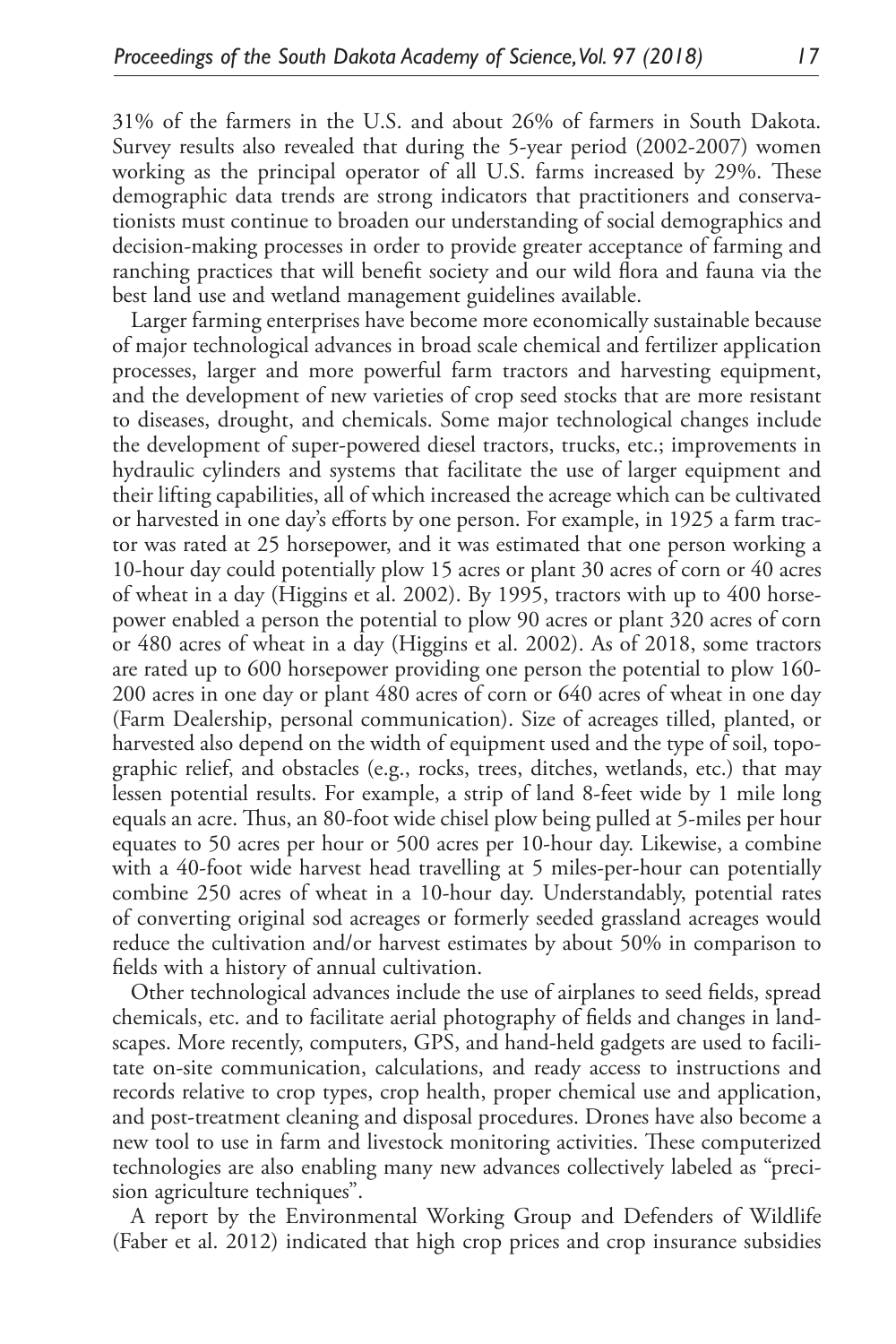31% of the farmers in the U.S. and about 26% of farmers in South Dakota. Survey results also revealed that during the 5-year period (2002-2007) women working as the principal operator of all U.S. farms increased by 29%. These demographic data trends are strong indicators that practitioners and conservationists must continue to broaden our understanding of social demographics and decision-making processes in order to provide greater acceptance of farming and ranching practices that will benefit society and our wild flora and fauna via the best land use and wetland management guidelines available.

Larger farming enterprises have become more economically sustainable because of major technological advances in broad scale chemical and fertilizer application processes, larger and more powerful farm tractors and harvesting equipment, and the development of new varieties of crop seed stocks that are more resistant to diseases, drought, and chemicals. Some major technological changes include the development of super-powered diesel tractors, trucks, etc.; improvements in hydraulic cylinders and systems that facilitate the use of larger equipment and their lifting capabilities, all of which increased the acreage which can be cultivated or harvested in one day's efforts by one person. For example, in 1925 a farm tractor was rated at 25 horsepower, and it was estimated that one person working a 10-hour day could potentially plow 15 acres or plant 30 acres of corn or 40 acres of wheat in a day (Higgins et al. 2002). By 1995, tractors with up to 400 horsepower enabled a person the potential to plow 90 acres or plant 320 acres of corn or 480 acres of wheat in a day (Higgins et al. 2002). As of 2018, some tractors are rated up to 600 horsepower providing one person the potential to plow 160-200 acres in one day or plant 480 acres of corn or 640 acres of wheat in one day (Farm Dealership, personal communication). Size of acreages tilled, planted, or harvested also depend on the width of equipment used and the type of soil, topographic relief, and obstacles (e.g., rocks, trees, ditches, wetlands, etc.) that may lessen potential results. For example, a strip of land 8-feet wide by 1 mile long equals an acre. Thus, an 80-foot wide chisel plow being pulled at 5-miles per hour equates to 50 acres per hour or 500 acres per 10-hour day. Likewise, a combine with a 40-foot wide harvest head travelling at 5 miles-per-hour can potentially combine 250 acres of wheat in a 10-hour day. Understandably, potential rates of converting original sod acreages or formerly seeded grassland acreages would reduce the cultivation and/or harvest estimates by about 50% in comparison to fields with a history of annual cultivation.

Other technological advances include the use of airplanes to seed fields, spread chemicals, etc. and to facilitate aerial photography of fields and changes in landscapes. More recently, computers, GPS, and hand-held gadgets are used to facilitate on-site communication, calculations, and ready access to instructions and records relative to crop types, crop health, proper chemical use and application, and post-treatment cleaning and disposal procedures. Drones have also become a new tool to use in farm and livestock monitoring activities. These computerized technologies are also enabling many new advances collectively labeled as "precision agriculture techniques".

A report by the Environmental Working Group and Defenders of Wildlife (Faber et al. 2012) indicated that high crop prices and crop insurance subsidies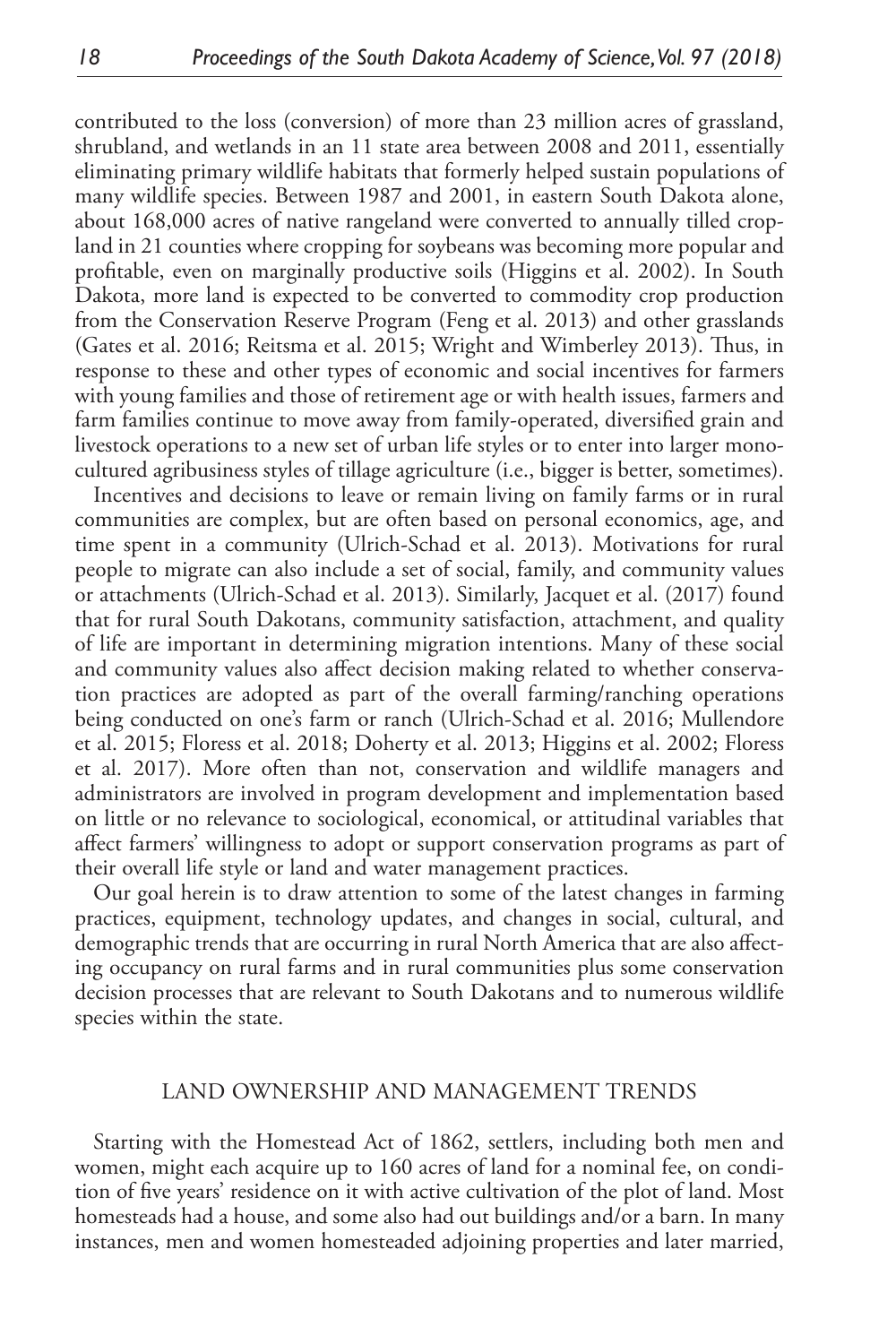contributed to the loss (conversion) of more than 23 million acres of grassland, shrubland, and wetlands in an 11 state area between 2008 and 2011, essentially eliminating primary wildlife habitats that formerly helped sustain populations of many wildlife species. Between 1987 and 2001, in eastern South Dakota alone, about 168,000 acres of native rangeland were converted to annually tilled cropland in 21 counties where cropping for soybeans was becoming more popular and profitable, even on marginally productive soils (Higgins et al. 2002). In South Dakota, more land is expected to be converted to commodity crop production from the Conservation Reserve Program (Feng et al. 2013) and other grasslands (Gates et al. 2016; Reitsma et al. 2015; Wright and Wimberley 2013). Thus, in response to these and other types of economic and social incentives for farmers with young families and those of retirement age or with health issues, farmers and farm families continue to move away from family-operated, diversified grain and livestock operations to a new set of urban life styles or to enter into larger monocultured agribusiness styles of tillage agriculture (i.e., bigger is better, sometimes).

Incentives and decisions to leave or remain living on family farms or in rural communities are complex, but are often based on personal economics, age, and time spent in a community (Ulrich-Schad et al. 2013). Motivations for rural people to migrate can also include a set of social, family, and community values or attachments (Ulrich-Schad et al. 2013). Similarly, Jacquet et al. (2017) found that for rural South Dakotans, community satisfaction, attachment, and quality of life are important in determining migration intentions. Many of these social and community values also affect decision making related to whether conservation practices are adopted as part of the overall farming/ranching operations being conducted on one's farm or ranch (Ulrich-Schad et al. 2016; Mullendore et al. 2015; Floress et al. 2018; Doherty et al. 2013; Higgins et al. 2002; Floress et al. 2017). More often than not, conservation and wildlife managers and administrators are involved in program development and implementation based on little or no relevance to sociological, economical, or attitudinal variables that affect farmers' willingness to adopt or support conservation programs as part of their overall life style or land and water management practices.

Our goal herein is to draw attention to some of the latest changes in farming practices, equipment, technology updates, and changes in social, cultural, and demographic trends that are occurring in rural North America that are also affecting occupancy on rural farms and in rural communities plus some conservation decision processes that are relevant to South Dakotans and to numerous wildlife species within the state.

## LAND OWNERSHIP AND MANAGEMENT TRENDS

Starting with the Homestead Act of 1862, settlers, including both men and women, might each acquire up to 160 acres of land for a nominal fee, on condition of five years' residence on it with active cultivation of the plot of land. Most homesteads had a house, and some also had out buildings and/or a barn. In many instances, men and women homesteaded adjoining properties and later married,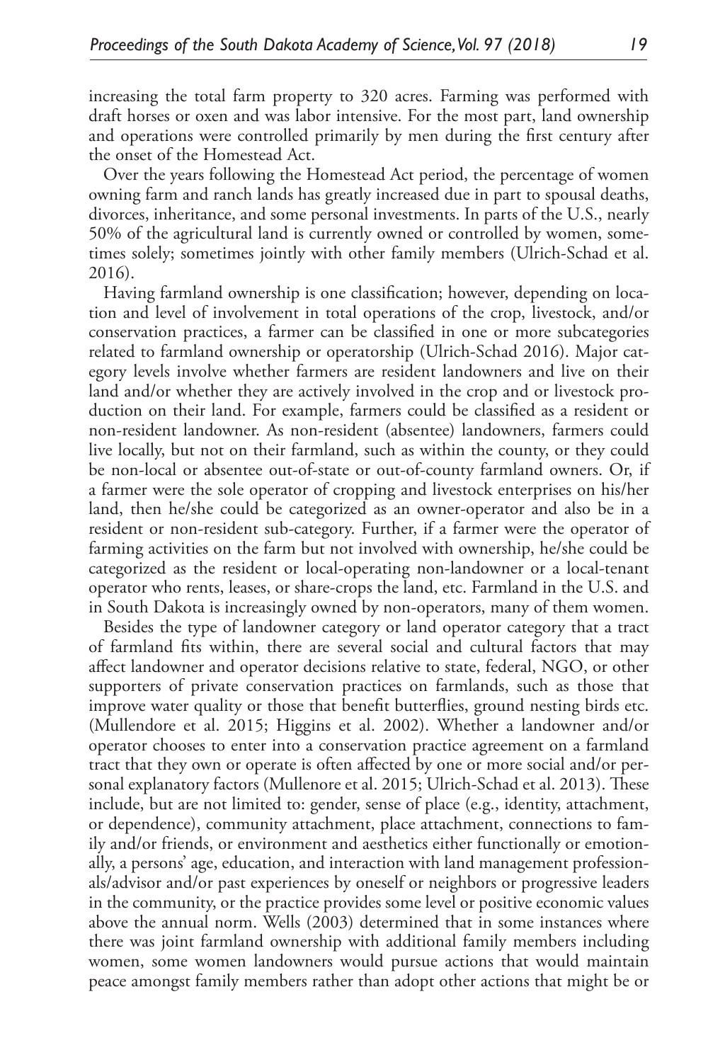increasing the total farm property to 320 acres. Farming was performed with draft horses or oxen and was labor intensive. For the most part, land ownership and operations were controlled primarily by men during the first century after the onset of the Homestead Act.

Over the years following the Homestead Act period, the percentage of women owning farm and ranch lands has greatly increased due in part to spousal deaths, divorces, inheritance, and some personal investments. In parts of the U.S., nearly 50% of the agricultural land is currently owned or controlled by women, sometimes solely; sometimes jointly with other family members (Ulrich-Schad et al. 2016).

Having farmland ownership is one classification; however, depending on location and level of involvement in total operations of the crop, livestock, and/or conservation practices, a farmer can be classified in one or more subcategories related to farmland ownership or operatorship (Ulrich-Schad 2016). Major category levels involve whether farmers are resident landowners and live on their land and/or whether they are actively involved in the crop and or livestock production on their land. For example, farmers could be classified as a resident or non-resident landowner. As non-resident (absentee) landowners, farmers could live locally, but not on their farmland, such as within the county, or they could be non-local or absentee out-of-state or out-of-county farmland owners. Or, if a farmer were the sole operator of cropping and livestock enterprises on his/her land, then he/she could be categorized as an owner-operator and also be in a resident or non-resident sub-category. Further, if a farmer were the operator of farming activities on the farm but not involved with ownership, he/she could be categorized as the resident or local-operating non-landowner or a local-tenant operator who rents, leases, or share-crops the land, etc. Farmland in the U.S. and in South Dakota is increasingly owned by non-operators, many of them women.

Besides the type of landowner category or land operator category that a tract of farmland fits within, there are several social and cultural factors that may affect landowner and operator decisions relative to state, federal, NGO, or other supporters of private conservation practices on farmlands, such as those that improve water quality or those that benefit butterflies, ground nesting birds etc. (Mullendore et al. 2015; Higgins et al. 2002). Whether a landowner and/or operator chooses to enter into a conservation practice agreement on a farmland tract that they own or operate is often affected by one or more social and/or personal explanatory factors (Mullenore et al. 2015; Ulrich-Schad et al. 2013). These include, but are not limited to: gender, sense of place (e.g., identity, attachment, or dependence), community attachment, place attachment, connections to family and/or friends, or environment and aesthetics either functionally or emotionally, a persons' age, education, and interaction with land management professionals/advisor and/or past experiences by oneself or neighbors or progressive leaders in the community, or the practice provides some level or positive economic values above the annual norm. Wells (2003) determined that in some instances where there was joint farmland ownership with additional family members including women, some women landowners would pursue actions that would maintain peace amongst family members rather than adopt other actions that might be or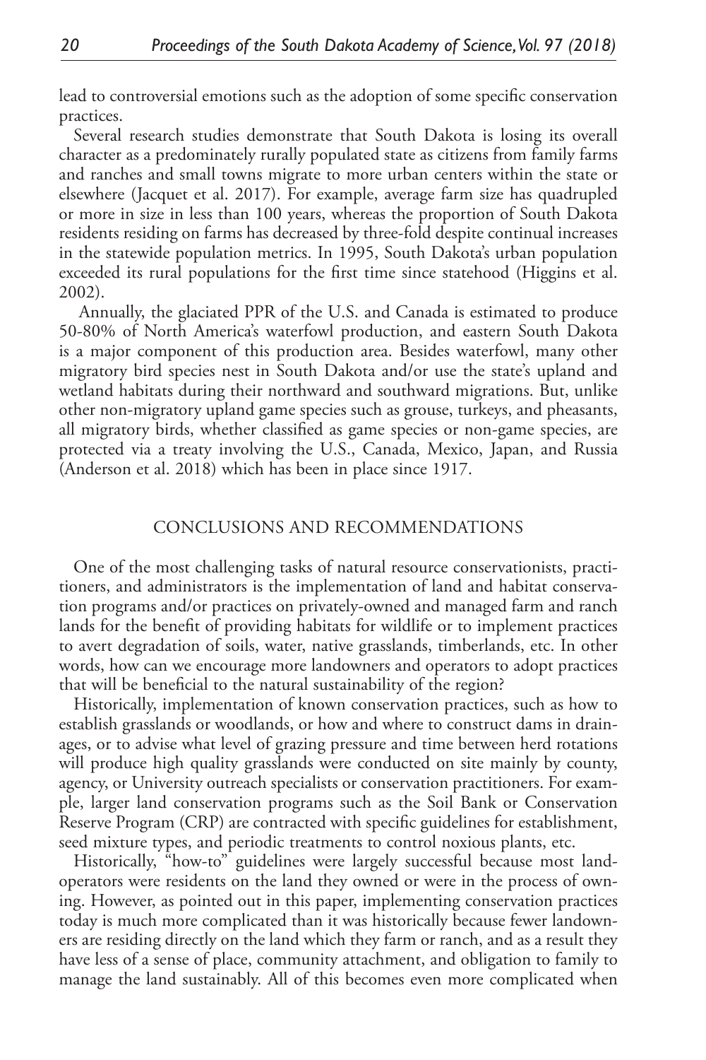lead to controversial emotions such as the adoption of some specific conservation practices.

Several research studies demonstrate that South Dakota is losing its overall character as a predominately rurally populated state as citizens from family farms and ranches and small towns migrate to more urban centers within the state or elsewhere (Jacquet et al. 2017). For example, average farm size has quadrupled or more in size in less than 100 years, whereas the proportion of South Dakota residents residing on farms has decreased by three-fold despite continual increases in the statewide population metrics. In 1995, South Dakota's urban population exceeded its rural populations for the first time since statehood (Higgins et al. 2002).

Annually, the glaciated PPR of the U.S. and Canada is estimated to produce 50-80% of North America's waterfowl production, and eastern South Dakota is a major component of this production area. Besides waterfowl, many other migratory bird species nest in South Dakota and/or use the state's upland and wetland habitats during their northward and southward migrations. But, unlike other non-migratory upland game species such as grouse, turkeys, and pheasants, all migratory birds, whether classified as game species or non-game species, are protected via a treaty involving the U.S., Canada, Mexico, Japan, and Russia (Anderson et al. 2018) which has been in place since 1917.

## CONCLUSIONS AND RECOMMENDATIONS

One of the most challenging tasks of natural resource conservationists, practitioners, and administrators is the implementation of land and habitat conservation programs and/or practices on privately-owned and managed farm and ranch lands for the benefit of providing habitats for wildlife or to implement practices to avert degradation of soils, water, native grasslands, timberlands, etc. In other words, how can we encourage more landowners and operators to adopt practices that will be beneficial to the natural sustainability of the region?

Historically, implementation of known conservation practices, such as how to establish grasslands or woodlands, or how and where to construct dams in drainages, or to advise what level of grazing pressure and time between herd rotations will produce high quality grasslands were conducted on site mainly by county, agency, or University outreach specialists or conservation practitioners. For example, larger land conservation programs such as the Soil Bank or Conservation Reserve Program (CRP) are contracted with specific guidelines for establishment, seed mixture types, and periodic treatments to control noxious plants, etc.

Historically, "how-to" guidelines were largely successful because most land-operators were residents on the land they owned or were in the process of owning. However, as pointed out in this paper, implementing conservation practices today is much more complicated than it was historically because fewer landowners are residing directly on the land which they farm or ranch, and as a result they have less of a sense of place, community attachment, and obligation to family to manage the land sustainably. All of this becomes even more complicated when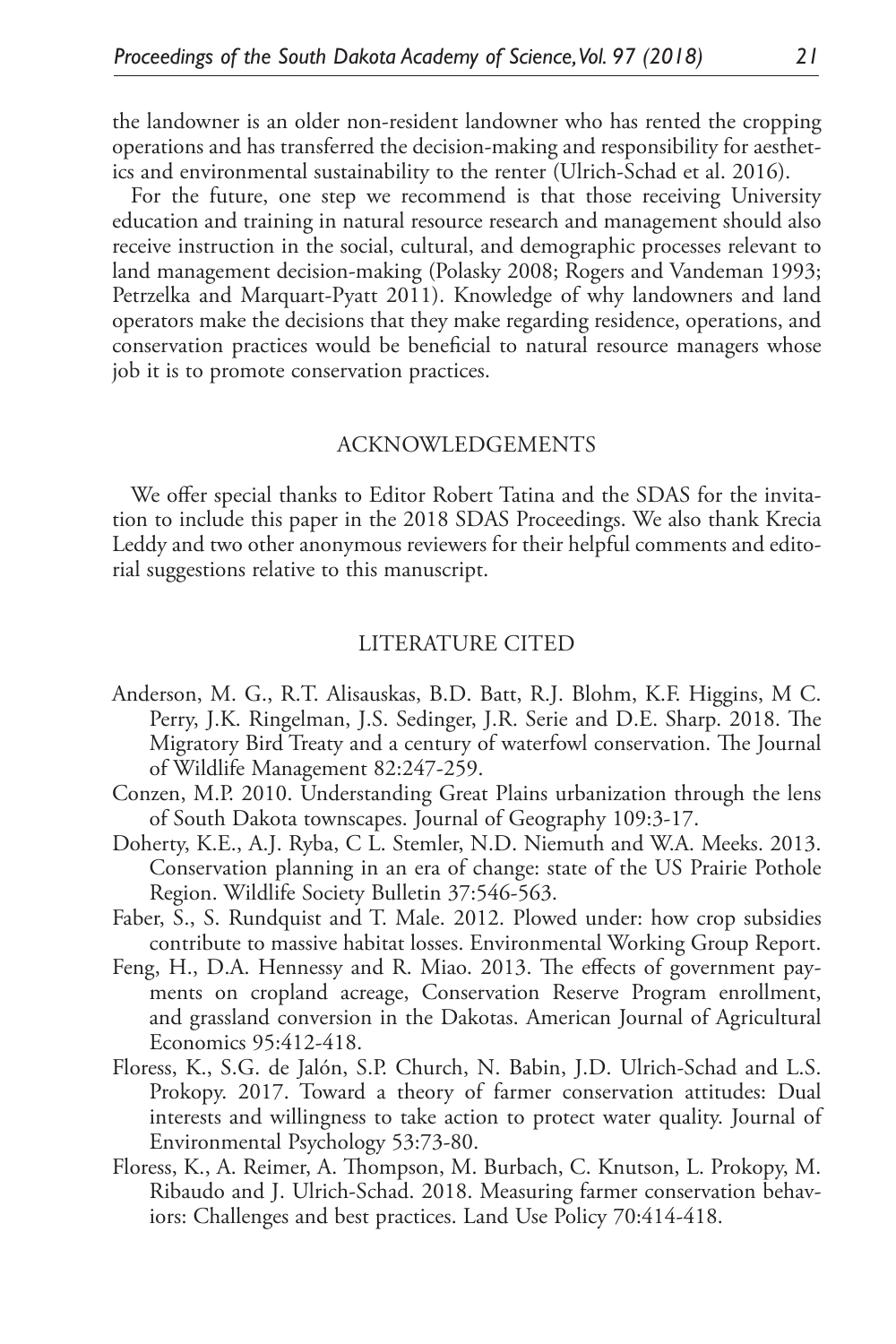the landowner is an older non-resident landowner who has rented the cropping operations and has transferred the decision-making and responsibility for aesthetics and environmental sustainability to the renter (Ulrich-Schad et al. 2016).

For the future, one step we recommend is that those receiving University education and training in natural resource research and management should also receive instruction in the social, cultural, and demographic processes relevant to land management decision-making (Polasky 2008; Rogers and Vandeman 1993; Petrzelka and Marquart-Pyatt 2011). Knowledge of why landowners and land operators make the decisions that they make regarding residence, operations, and conservation practices would be beneficial to natural resource managers whose job it is to promote conservation practices.

## ACKNOWLEDGEMENTS

We offer special thanks to Editor Robert Tatina and the SDAS for the invitation to include this paper in the 2018 SDAS Proceedings. We also thank Krecia Leddy and two other anonymous reviewers for their helpful comments and editorial suggestions relative to this manuscript.

## LITERATURE CITED

Anderson, M. G., R.T. Alisauskas, B.D. Batt, R.J. Blohm, K.F. Higgins, M C. Perry, J.K. Ringelman, J.S. Sedinger, J.R. Serie and D.E. Sharp. 2018. The Migratory Bird Treaty and a century of waterfowl conservation. The Journal of Wildlife Management 82:247-259.

Conzen, M.P. 2010. Understanding Great Plains urbanization through the lens of South Dakota townscapes. Journal of Geography 109:3-17.

Doherty, K.E., A.J. Ryba, C L. Stemler, N.D. Niemuth and W.A. Meeks. 2013. Conservation planning in an era of change: state of the US Prairie Pothole Region. Wildlife Society Bulletin 37:546-563.

Faber, S., S. Rundquist and T. Male. 2012. Plowed under: how crop subsidies contribute to massive habitat losses. Environmental Working Group Report.

Feng, H., D.A. Hennessy and R. Miao. 2013. The effects of government payments on cropland acreage, Conservation Reserve Program enrollment, and grassland conversion in the Dakotas. American Journal of Agricultural Economics 95:412-418.

Floress, K., S.G. de Jalón, S.P. Church, N. Babin, J.D. Ulrich-Schad and L.S. Prokopy. 2017. Toward a theory of farmer conservation attitudes: Dual interests and willingness to take action to protect water quality. Journal of Environmental Psychology 53:73-80.

Floress, K., A. Reimer, A. Thompson, M. Burbach, C. Knutson, L. Prokopy, M. Ribaudo and J. Ulrich-Schad. 2018. Measuring farmer conservation behaviors: Challenges and best practices. Land Use Policy 70:414-418.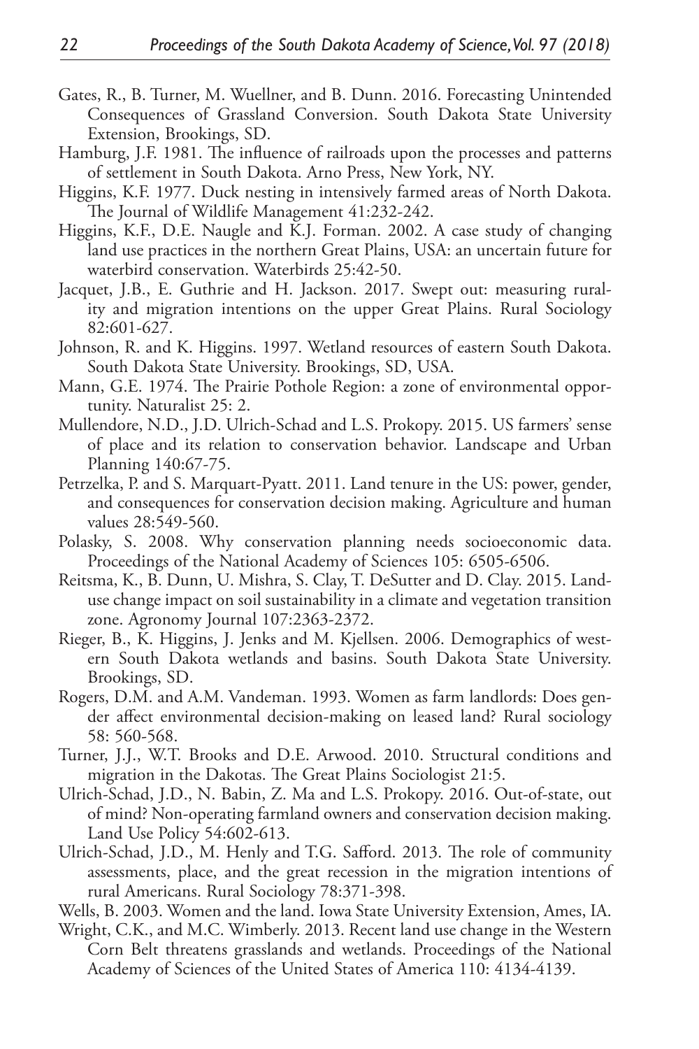Gates, R., B. Turner, M. Wuellner, and B. Dunn. 2016. Forecasting Unintended Consequences of Grassland Conversion. South Dakota State University Extension, Brookings, SD.

Hamburg, J.F. 1981. The influence of railroads upon the processes and patterns of settlement in South Dakota. Arno Press, New York, NY.

Higgins, K.F. 1977. Duck nesting in intensively farmed areas of North Dakota. The Journal of Wildlife Management 41:232-242.

Higgins, K.F., D.E. Naugle and K.J. Forman. 2002. A case study of changing land use practices in the northern Great Plains, USA: an uncertain future for waterbird conservation. Waterbirds 25:42-50.

Jacquet, J.B., E. Guthrie and H. Jackson. 2017. Swept out: measuring rurality and migration intentions on the upper Great Plains. Rural Sociology 82:601-627.

Johnson, R. and K. Higgins. 1997. Wetland resources of eastern South Dakota. South Dakota State University. Brookings, SD, USA.

Mann, G.E. 1974. The Prairie Pothole Region: a zone of environmental opportunity. Naturalist 25: 2.

Mullendore, N.D., J.D. Ulrich-Schad and L.S. Prokopy. 2015. US farmers' sense of place and its relation to conservation behavior. Landscape and Urban Planning 140:67-75.

Petrzelka, P. and S. Marquart-Pyatt. 2011. Land tenure in the US: power, gender, and consequences for conservation decision making. Agriculture and human values 28:549-560.

Polasky, S. 2008. Why conservation planning needs socioeconomic data. Proceedings of the National Academy of Sciences 105: 6505-6506.

Reitsma, K., B. Dunn, U. Mishra, S. Clay, T. DeSutter and D. Clay. 2015. Land-use change impact on soil sustainability in a climate and vegetation transition zone. Agronomy Journal 107:2363-2372.

Rieger, B., K. Higgins, J. Jenks and M. Kjellsen. 2006. Demographics of western South Dakota wetlands and basins. South Dakota State University. Brookings, SD.

Rogers, D.M. and A.M. Vandeman. 1993. Women as farm landlords: Does gender affect environmental decision-making on leased land? Rural sociology 58: 560-568.

Turner, J.J., W.T. Brooks and D.E. Arwood. 2010. Structural conditions and migration in the Dakotas. The Great Plains Sociologist 21:5.

Ulrich-Schad, J.D., N. Babin, Z. Ma and L.S. Prokopy. 2016. Out-of-state, out of mind? Non-operating farmland owners and conservation decision making. Land Use Policy 54:602-613.

Ulrich-Schad, J.D., M. Henly and T.G. Safford. 2013. The role of community assessments, place, and the great recession in the migration intentions of rural Americans. Rural Sociology 78:371-398.

Wells, B. 2003. Women and the land. Iowa State University Extension, Ames, IA.

Wright, C.K., and M.C. Wimberly. 2013. Recent land use change in the Western Corn Belt threatens grasslands and wetlands. Proceedings of the National Academy of Sciences of the United States of America 110: 4134-4139.